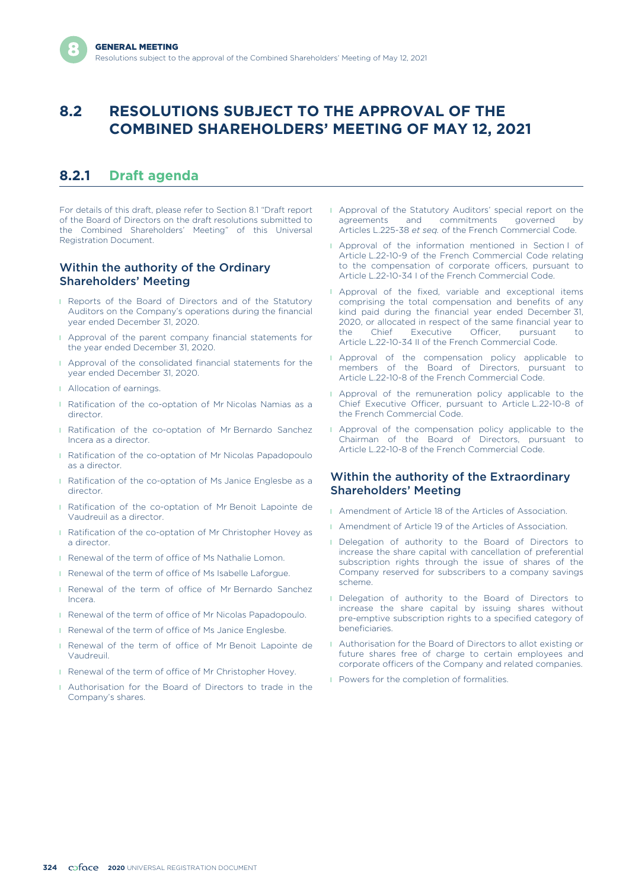## 8.2 RESOLUTIONS SUBJECT TO THE APPROVAL OF THE COMBINED SHAREHOLDERS' MEETING OF MAY 12, 2021

### 8.2.1 Draft agenda

For details of this draft, please refer to Section 8.1 "Draft report of the Board of Directors on the draft resolutions submitted to the Combined Shareholders' Meeting" of this Universal Registration Document.

#### Within the authority of the Ordinary Shareholders' Meeting

- Reports of the Board of Directors and of the Statutory Auditors on the Company's operations during the financial year ended December 31, 2020.
- Approval of the parent company financial statements for the year ended December 31, 2020.
- Approval of the consolidated financial statements for the year ended December 31, 2020.
- Allocation of earnings.
- Ratification of the co-optation of Mr Nicolas Namias as a director.
- Ratification of the co-optation of Mr Bernardo Sanchez Incera as a director.
- Ratification of the co-optation of Mr Nicolas Papadopoulo as a director.
- Ratification of the co-optation of Ms Janice Englesbe as a director.
- Ratification of the co-optation of Mr Benoit Lapointe de Vaudreuil as a director.
- Ratification of the co-optation of Mr Christopher Hovey as a director.
- Renewal of the term of office of Ms Nathalie Lomon.
- Renewal of the term of office of Ms Isabelle Laforgue.
- Renewal of the term of office of Mr Bernardo Sanchez Incera.
- Renewal of the term of office of Mr Nicolas Papadopoulo.
- Renewal of the term of office of Ms Janice Englesbe.
- Renewal of the term of office of Mr Benoit Lapointe de Vaudreuil.
- Renewal of the term of office of Mr Christopher Hovey.
- Authorisation for the Board of Directors to trade in the Company's shares.
- Approval of the Statutory Auditors' special report on the agreements and commitments governed by Articles L.225-38 *et seq.* of the French Commercial Code.
- Approval of the information mentioned in Section I of Article L.22-10-9 of the French Commercial Code relating to the compensation of corporate officers, pursuant to Article L.22-10-34 I of the French Commercial Code.
- Approval of the fixed, variable and exceptional items comprising the total compensation and benefits of any kind paid during the financial year ended December 31, 2020, or allocated in respect of the same financial year to the Chief Executive Officer, pursuant to Article L.22-10-34 II of the French Commercial Code.
- Approval of the compensation policy applicable to members of the Board of Directors, pursuant to Article L.22-10-8 of the French Commercial Code.
- Approval of the remuneration policy applicable to the Chief Executive Officer, pursuant to Article L.22-10-8 of the French Commercial Code.
- Approval of the compensation policy applicable to the Chairman of the Board of Directors, pursuant to Article L.22-10-8 of the French Commercial Code.

#### Within the authority of the Extraordinary Shareholders' Meeting

- Amendment of Article 18 of the Articles of Association.
- Amendment of Article 19 of the Articles of Association.
- Delegation of authority to the Board of Directors to increase the share capital with cancellation of preferential subscription rights through the issue of shares of the Company reserved for subscribers to a company savings scheme.
- Delegation of authority to the Board of Directors to increase the share capital by issuing shares without pre-emptive subscription rights to a specified category of beneficiaries.
- Authorisation for the Board of Directors to allot existing or future shares free of charge to certain employees and corporate officers of the Company and related companies.
- Powers for the completion of formalities.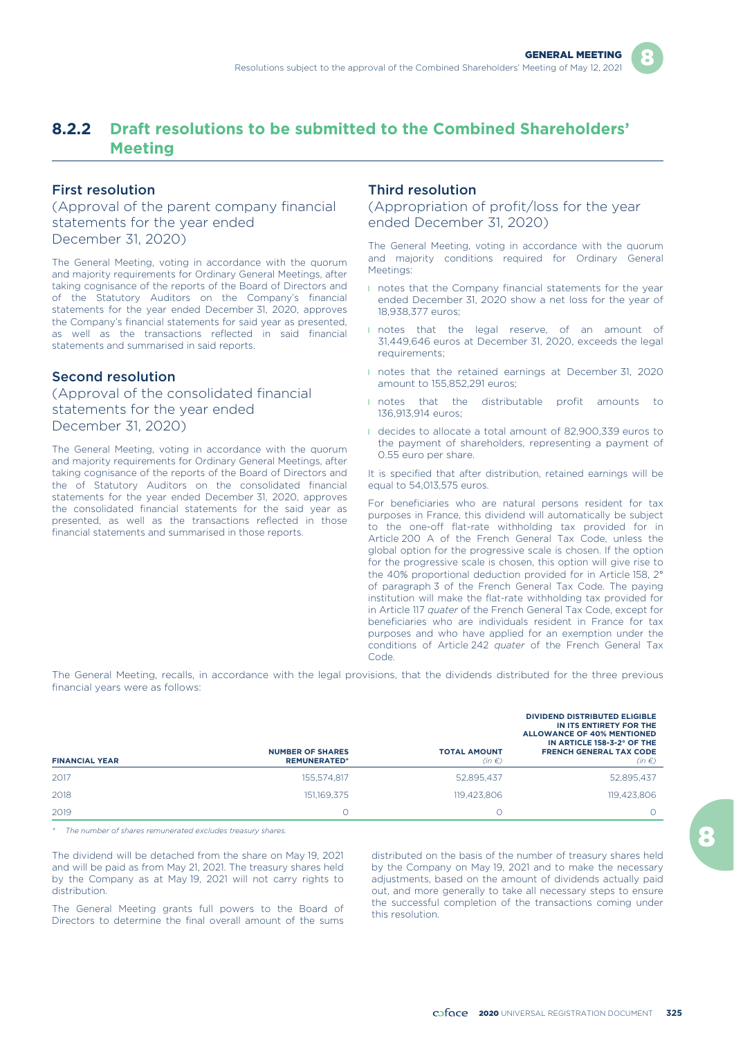## 8.2.2 Draft resolutions to be submitted to the Combined Shareholders' Meeting

### First resolution

(Approval of the parent company financial statements for the year ended December 31, 2020)

The General Meeting, voting in accordance with the quorum and majority requirements for Ordinary General Meetings, after taking cognisance of the reports of the Board of Directors and of the Statutory Auditors on the Company's financial statements for the year ended December 31, 2020, approves the Company's financial statements for said year as presented, as well as the transactions reflected in said financial statements and summarised in said reports.

### Second resolution

(Approval of the consolidated financial statements for the year ended December 31, 2020)

The General Meeting, voting in accordance with the quorum and majority requirements for Ordinary General Meetings, after taking cognisance of the reports of the Board of Directors and the of Statutory Auditors on the consolidated financial statements for the year ended December 31, 2020, approves the consolidated financial statements for the said year as presented, as well as the transactions reflected in those financial statements and summarised in those reports.

### Third resolution

(Appropriation of profit/loss for the year ended December 31, 2020)

The General Meeting, voting in accordance with the quorum and majority conditions required for Ordinary General Meetings:

- notes that the Company financial statements for the year ended December 31, 2020 show a net loss for the year of 18,938,377 euros;
- notes that the legal reserve, of an amount of 31,449,646 euros at December 31, 2020, exceeds the legal requirements;
- notes that the retained earnings at December 31, 2020 amount to 155,852,291 euros;
- notes that the distributable profit amounts to 136,913,914 euros;
- decides to allocate a total amount of 82,900,339 euros to the payment of shareholders, representing a payment of 0.55 euro per share.

It is specified that after distribution, retained earnings will be equal to 54,013,575 euros.

For beneficiaries who are natural persons resident for tax purposes in France, this dividend will automatically be subject to the one-off flat-rate withholding tax provided for in Article 200 A of the French General Tax Code, unless the global option for the progressive scale is chosen. If the option for the progressive scale is chosen, this option will give rise to the 40% proportional deduction provided for in Article 158, 2° of paragraph 3 of the French General Tax Code. The paying institution will make the flat-rate withholding tax provided for in Article 117 *quater* of the French General Tax Code, except for beneficiaries who are individuals resident in France for tax purposes and who have applied for an exemption under the conditions of Article 242 *quater* of the French General Tax Code.

The General Meeting, recalls, in accordance with the legal provisions, that the dividends distributed for the three previous financial years were as follows:

| FINANCIAL YEAR | NUMBER OF SHARES REMUNERATED* | TOTAL AMOUNT (in €) | DIVIDEND DISTRIBUTED ELIGIBLE IN ITS ENTIRETY FOR THE ALLOWANCE OF 40% MENTIONED IN ARTICLE 158-3-2° OF THE FRENCH GENERAL TAX CODE (in €) |
|---|---|---|---|
| 2017 | 155,574,817 | 52,895,437 | 52,895,437 |
| 2018 | 151,169,375 | 119,423,806 | 119,423,806 |
| 2019 | 0 | 0 | 0 |

\* *The number of shares remunerated excludes treasury shares.*

The dividend will be detached from the share on May 19, 2021 and will be paid as from May 21, 2021. The treasury shares held by the Company as at May 19, 2021 will not carry rights to distribution.

The General Meeting grants full powers to the Board of Directors to determine the final overall amount of the sums distributed on the basis of the number of treasury shares held by the Company on May 19, 2021 and to make the necessary adjustments, based on the amount of dividends actually paid out, and more generally to take all necessary steps to ensure the successful completion of the transactions coming under this resolution.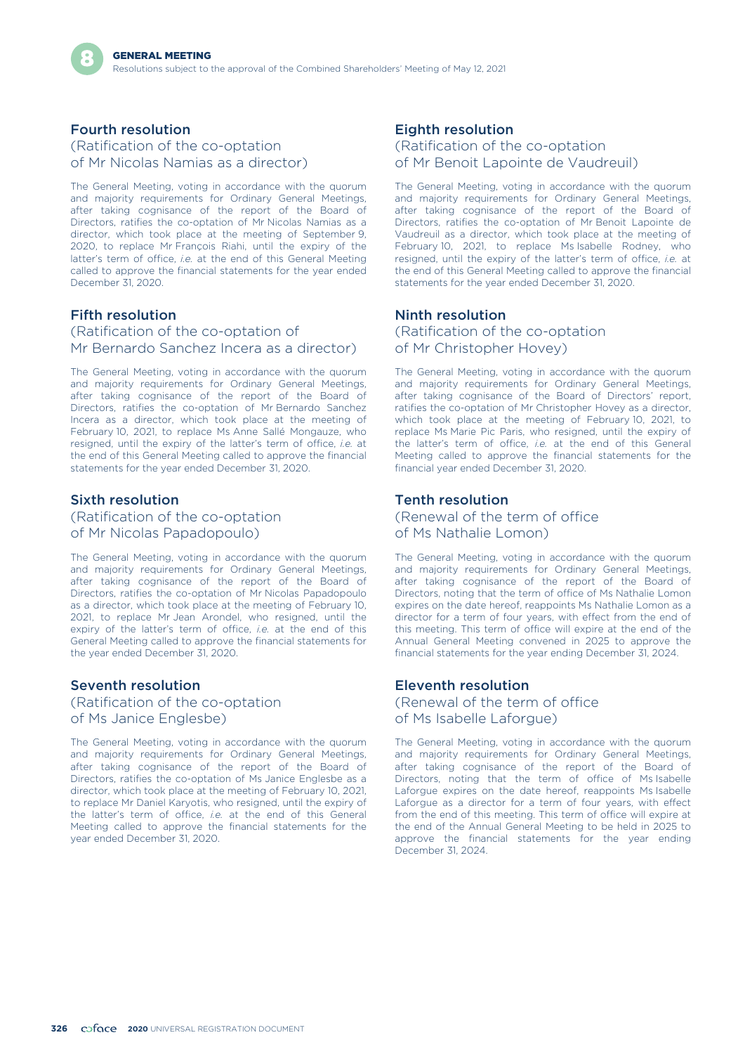### Fourth resolution

(Ratification of the co-optation of Mr Nicolas Namias as a director)

The General Meeting, voting in accordance with the quorum and majority requirements for Ordinary General Meetings, after taking cognisance of the report of the Board of Directors, ratifies the co-optation of Mr Nicolas Namias as a director, which took place at the meeting of September 9, 2020, to replace Mr François Riahi, until the expiry of the latter's term of office, *i.e.* at the end of this General Meeting called to approve the financial statements for the year ended December 31, 2020.

### Fifth resolution

(Ratification of the co-optation of Mr Bernardo Sanchez Incera as a director)

The General Meeting, voting in accordance with the quorum and majority requirements for Ordinary General Meetings, after taking cognisance of the report of the Board of Directors, ratifies the co-optation of Mr Bernardo Sanchez Incera as a director, which took place at the meeting of February 10, 2021, to replace Ms Anne Sallé Mongauze, who resigned, until the expiry of the latter's term of office, *i.e.* at the end of this General Meeting called to approve the financial statements for the year ended December 31, 2020.

### Sixth resolution

(Ratification of the co-optation of Mr Nicolas Papadopoulo)

The General Meeting, voting in accordance with the quorum and majority requirements for Ordinary General Meetings, after taking cognisance of the report of the Board of Directors, ratifies the co-optation of Mr Nicolas Papadopoulo as a director, which took place at the meeting of February 10, 2021, to replace Mr Jean Arondel, who resigned, until the expiry of the latter's term of office, *i.e.* at the end of this General Meeting called to approve the financial statements for the year ended December 31, 2020.

### Seventh resolution

(Ratification of the co-optation of Ms Janice Englesbe)

The General Meeting, voting in accordance with the quorum and majority requirements for Ordinary General Meetings, after taking cognisance of the report of the Board of Directors, ratifies the co-optation of Ms Janice Englesbe as a director, which took place at the meeting of February 10, 2021, to replace Mr Daniel Karyotis, who resigned, until the expiry of the latter's term of office, *i.e.* at the end of this General Meeting called to approve the financial statements for the year ended December 31, 2020.

### Eighth resolution

(Ratification of the co-optation of Mr Benoit Lapointe de Vaudreuil)

The General Meeting, voting in accordance with the quorum and majority requirements for Ordinary General Meetings, after taking cognisance of the report of the Board of Directors, ratifies the co-optation of Mr Benoit Lapointe de Vaudreuil as a director, which took place at the meeting of February 10, 2021, to replace Ms Isabelle Rodney, who resigned, until the expiry of the latter's term of office, *i.e.* at the end of this General Meeting called to approve the financial statements for the year ended December 31, 2020.

### Ninth resolution

(Ratification of the co-optation of Mr Christopher Hovey)

The General Meeting, voting in accordance with the quorum and majority requirements for Ordinary General Meetings, after taking cognisance of the Board of Directors' report, ratifies the co-optation of Mr Christopher Hovey as a director, which took place at the meeting of February 10, 2021, to replace Ms Marie Pic Paris, who resigned, until the expiry of the latter's term of office, *i.e.* at the end of this General Meeting called to approve the financial statements for the financial year ended December 31, 2020.

### Tenth resolution

(Renewal of the term of office of Ms Nathalie Lomon)

The General Meeting, voting in accordance with the quorum and majority requirements for Ordinary General Meetings, after taking cognisance of the report of the Board of Directors, noting that the term of office of Ms Nathalie Lomon expires on the date hereof, reappoints Ms Nathalie Lomon as a director for a term of four years, with effect from the end of this meeting. This term of office will expire at the end of the Annual General Meeting convened in 2025 to approve the financial statements for the year ending December 31, 2024.

### Eleventh resolution

(Renewal of the term of office of Ms Isabelle Laforgue)

The General Meeting, voting in accordance with the quorum and majority requirements for Ordinary General Meetings, after taking cognisance of the report of the Board of Directors, noting that the term of office of Ms Isabelle Laforgue expires on the date hereof, reappoints Ms Isabelle Laforgue as a director for a term of four years, with effect from the end of this meeting. This term of office will expire at the end of the Annual General Meeting to be held in 2025 to approve the financial statements for the year ending December 31, 2024.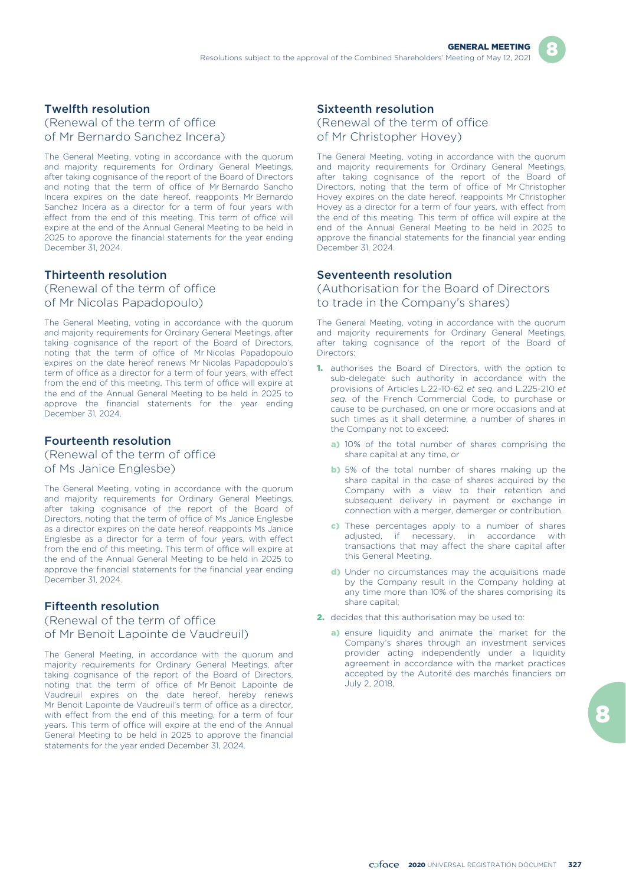### Twelfth resolution
(Renewal of the term of office of Mr Bernardo Sanchez Incera)

The General Meeting, voting in accordance with the quorum and majority requirements for Ordinary General Meetings, after taking cognisance of the report of the Board of Directors and noting that the term of office of Mr Bernardo Sancho Incera expires on the date hereof, reappoints Mr Bernardo Sanchez Incera as a director for a term of four years with effect from the end of this meeting. This term of office will expire at the end of the Annual General Meeting to be held in 2025 to approve the financial statements for the year ending December 31, 2024.

### Thirteenth resolution
(Renewal of the term of office of Mr Nicolas Papadopoulo)

The General Meeting, voting in accordance with the quorum and majority requirements for Ordinary General Meetings, after taking cognisance of the report of the Board of Directors, noting that the term of office of Mr Nicolas Papadopoulo expires on the date hereof renews Mr Nicolas Papadopoulo's term of office as a director for a term of four years, with effect from the end of this meeting. This term of office will expire at the end of the Annual General Meeting to be held in 2025 to approve the financial statements for the year ending December 31, 2024.

### Fourteenth resolution
(Renewal of the term of office of Ms Janice Englesbe)

The General Meeting, voting in accordance with the quorum and majority requirements for Ordinary General Meetings, after taking cognisance of the report of the Board of Directors, noting that the term of office of Ms Janice Englesbe as a director expires on the date hereof, reappoints Ms Janice Englesbe as a director for a term of four years, with effect from the end of this meeting. This term of office will expire at the end of the Annual General Meeting to be held in 2025 to approve the financial statements for the financial year ending December 31, 2024.

### Fifteenth resolution
(Renewal of the term of office of Mr Benoit Lapointe de Vaudreuil)

The General Meeting, in accordance with the quorum and majority requirements for Ordinary General Meetings, after taking cognisance of the report of the Board of Directors, noting that the term of office of Mr Benoit Lapointe de Vaudreuil expires on the date hereof, hereby renews Mr Benoit Lapointe de Vaudreuil's term of office as a director, with effect from the end of this meeting, for a term of four years. This term of office will expire at the end of the Annual General Meeting to be held in 2025 to approve the financial statements for the year ended December 31, 2024.

### Sixteenth resolution
(Renewal of the term of office of Mr Christopher Hovey)

The General Meeting, voting in accordance with the quorum and majority requirements for Ordinary General Meetings, after taking cognisance of the report of the Board of Directors, noting that the term of office of Mr Christopher Hovey expires on the date hereof, reappoints Mr Christopher Hovey as a director for a term of four years, with effect from the end of this meeting. This term of office will expire at the end of the Annual General Meeting to be held in 2025 to approve the financial statements for the financial year ending December 31, 2024.

### Seventeenth resolution
(Authorisation for the Board of Directors to trade in the Company's shares)

The General Meeting, voting in accordance with the quorum and majority requirements for Ordinary General Meetings, after taking cognisance of the report of the Board of Directors:

1. authorises the Board of Directors, with the option to sub-delegate such authority in accordance with the provisions of Articles L.22-10-62 *et seq.* and L.225-210 *et seq.* of the French Commercial Code, to purchase or cause to be purchased, on one or more occasions and at such times as it shall determine, a number of shares in the Company not to exceed:
   - a) 10% of the total number of shares comprising the share capital at any time, or
   - b) 5% of the total number of shares making up the share capital in the case of shares acquired by the Company with a view to their retention and subsequent delivery in payment or exchange in connection with a merger, demerger or contribution.
   - c) These percentages apply to a number of shares adjusted, if necessary, in accordance with transactions that may affect the share capital after this General Meeting.
   - d) Under no circumstances may the acquisitions made by the Company result in the Company holding at any time more than 10% of the shares comprising its share capital;
2. decides that this authorisation may be used to:
   - a) ensure liquidity and animate the market for the Company's shares through an investment services provider acting independently under a liquidity agreement in accordance with the market practices accepted by the Autorité des marchés financiers on July 2, 2018,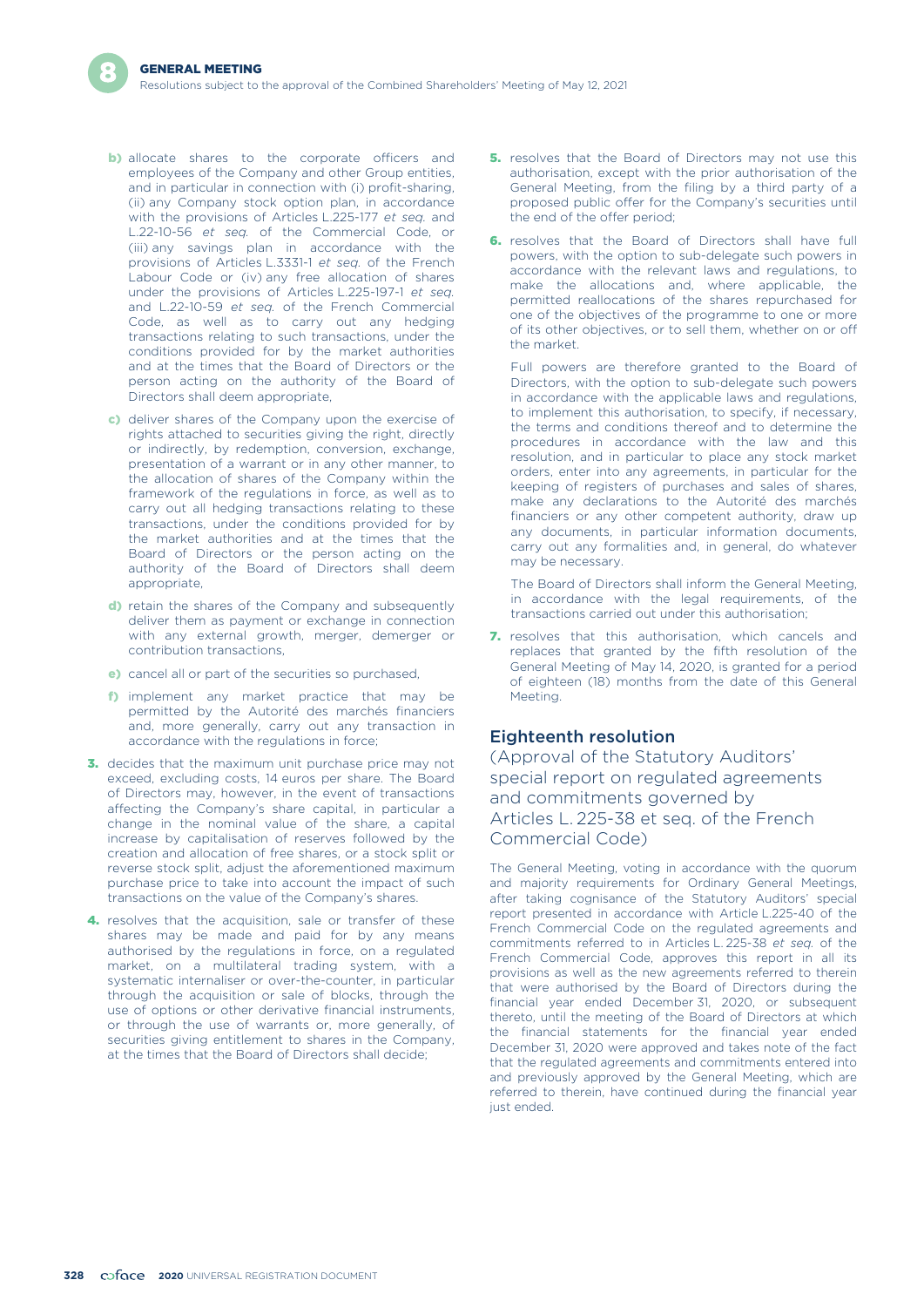b) allocate shares to the corporate officers and employees of the Company and other Group entities, and in particular in connection with (i) profit-sharing, (ii) any Company stock option plan, in accordance with the provisions of Articles L.225-177 *et seq.* and L.22-10-56 *et seq.* of the Commercial Code, or (iii) any savings plan in accordance with the provisions of Articles L.3331-1 *et seq.* of the French Labour Code or (iv) any free allocation of shares under the provisions of Articles L.225-197-1 *et seq.* and L.22-10-59 *et seq.* of the French Commercial Code, as well as to carry out any hedging transactions relating to such transactions, under the conditions provided for by the market authorities and at the times that the Board of Directors or the person acting on the authority of the Board of Directors shall deem appropriate,

c) deliver shares of the Company upon the exercise of rights attached to securities giving the right, directly or indirectly, by redemption, conversion, exchange, presentation of a warrant or in any other manner, to the allocation of shares of the Company within the framework of the regulations in force, as well as to carry out all hedging transactions relating to these transactions, under the conditions provided for by the market authorities and at the times that the Board of Directors or the person acting on the authority of the Board of Directors shall deem appropriate,

d) retain the shares of the Company and subsequently deliver them as payment or exchange in connection with any external growth, merger, demerger or contribution transactions,

e) cancel all or part of the securities so purchased,

f) implement any market practice that may be permitted by the Autorité des marchés financiers and, more generally, carry out any transaction in accordance with the regulations in force;

**3.** decides that the maximum unit purchase price may not exceed, excluding costs, 14 euros per share. The Board of Directors may, however, in the event of transactions affecting the Company's share capital, in particular a change in the nominal value of the share, a capital increase by capitalisation of reserves followed by the creation and allocation of free shares, or a stock split or reverse stock split, adjust the aforementioned maximum purchase price to take into account the impact of such transactions on the value of the Company's shares.

**4.** resolves that the acquisition, sale or transfer of these shares may be made and paid for by any means authorised by the regulations in force, on a regulated market, on a multilateral trading system, with a systematic internaliser or over-the-counter, in particular through the acquisition or sale of blocks, through the use of options or other derivative financial instruments, or through the use of warrants or, more generally, of securities giving entitlement to shares in the Company, at the times that the Board of Directors shall decide;

**5.** resolves that the Board of Directors may not use this authorisation, except with the prior authorisation of the General Meeting, from the filing by a third party of a proposed public offer for the Company's securities until the end of the offer period;

**6.** resolves that the Board of Directors shall have full powers, with the option to sub-delegate such powers in accordance with the relevant laws and regulations, to make the allocations and, where applicable, the permitted reallocations of the shares repurchased for one of the objectives of the programme to one or more of its other objectives, or to sell them, whether on or off the market.

Full powers are therefore granted to the Board of Directors, with the option to sub-delegate such powers in accordance with the applicable laws and regulations, to implement this authorisation, to specify, if necessary, the terms and conditions thereof and to determine the procedures in accordance with the law and this resolution, and in particular to place any stock market orders, enter into any agreements, in particular for the keeping of registers of purchases and sales of shares, make any declarations to the Autorité des marchés financiers or any other competent authority, draw up any documents, in particular information documents, carry out any formalities and, in general, do whatever may be necessary.

The Board of Directors shall inform the General Meeting, in accordance with the legal requirements, of the transactions carried out under this authorisation;

**7.** resolves that this authorisation, which cancels and replaces that granted by the fifth resolution of the General Meeting of May 14, 2020, is granted for a period of eighteen (18) months from the date of this General Meeting.

## Eighteenth resolution

(Approval of the Statutory Auditors' special report on regulated agreements and commitments governed by Articles L. 225-38 et seq. of the French Commercial Code)

The General Meeting, voting in accordance with the quorum and majority requirements for Ordinary General Meetings, after taking cognisance of the Statutory Auditors' special report presented in accordance with Article L.225-40 of the French Commercial Code on the regulated agreements and commitments referred to in Articles L. 225-38 *et seq.* of the French Commercial Code, approves this report in all its provisions as well as the new agreements referred to therein that were authorised by the Board of Directors during the financial year ended December 31, 2020, or subsequent thereto, until the meeting of the Board of Directors at which the financial statements for the financial year ended December 31, 2020 were approved and takes note of the fact that the regulated agreements and commitments entered into and previously approved by the General Meeting, which are referred to therein, have continued during the financial year just ended.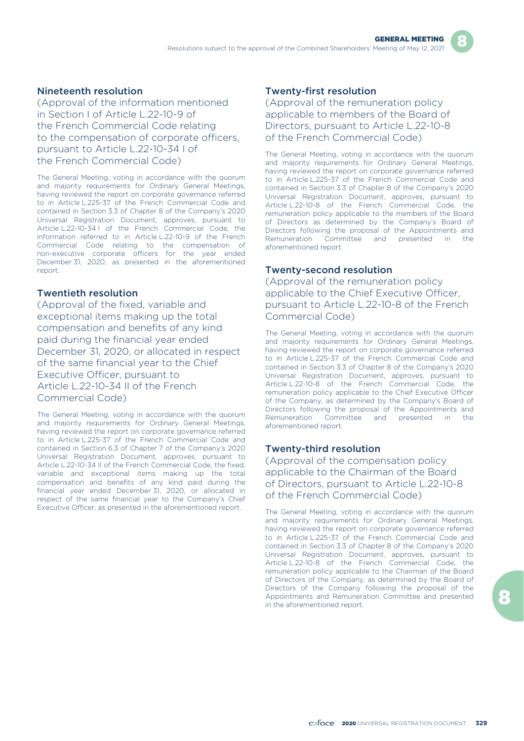### Nineteenth resolution

(Approval of the information mentioned in Section I of Article L.22-10-9 of the French Commercial Code relating to the compensation of corporate officers, pursuant to Article L.22-10-34 I of the French Commercial Code)

The General Meeting, voting in accordance with the quorum and majority requirements for Ordinary General Meetings, having reviewed the report on corporate governance referred to in Article L.225-37 of the French Commercial Code and contained in Section 3.3 of Chapter 8 of the Company's 2020 Universal Registration Document, approves, pursuant to Article L.22-10-34 I of the French Commercial Code, the information referred to in Article L.22-10-9 of the French Commercial Code relating to the compensation of non-executive corporate officers for the year ended December 31, 2020, as presented in the aforementioned report.

### Twentieth resolution

(Approval of the fixed, variable and exceptional items making up the total compensation and benefits of any kind paid during the financial year ended December 31, 2020, or allocated in respect of the same financial year to the Chief Executive Officer, pursuant to Article L.22-10-34 II of the French Commercial Code)

The General Meeting, voting in accordance with the quorum and majority requirements for Ordinary General Meetings, having reviewed the report on corporate governance referred to in Article L.225-37 of the French Commercial Code and contained in Section 6.3 of Chapter 7 of the Company's 2020 Universal Registration Document, approves, pursuant to Article L.22-10-34 II of the French Commercial Code, the fixed, variable and exceptional items making up the total compensation and benefits of any kind paid during the financial year ended December 31, 2020, or allocated in respect of the same financial year to the Company's Chief Executive Officer, as presented in the aforementioned report.

### Twenty-first resolution

(Approval of the remuneration policy applicable to members of the Board of Directors, pursuant to Article L.22-10-8 of the French Commercial Code)

The General Meeting, voting in accordance with the quorum and majority requirements for Ordinary General Meetings, having reviewed the report on corporate governance referred to in Article L.225-37 of the French Commercial Code and contained in Section 3.3 of Chapter 8 of the Company's 2020 Universal Registration Document, approves, pursuant to Article L.22-10-8 of the French Commercial Code, the remuneration policy applicable to the members of the Board of Directors as determined by the Company's Board of Directors following the proposal of the Appointments and Remuneration Committee and presented in the aforementioned report.

### Twenty-second resolution

(Approval of the remuneration policy applicable to the Chief Executive Officer, pursuant to Article L.22-10-8 of the French Commercial Code)

The General Meeting, voting in accordance with the quorum and majority requirements for Ordinary General Meetings, having reviewed the report on corporate governance referred to in Article L.225-37 of the French Commercial Code and contained in Section 3.3 of Chapter 8 of the Company's 2020 Universal Registration Document, approves, pursuant to Article L.22-10-8 of the French Commercial Code, the remuneration policy applicable to the Chief Executive Officer of the Company, as determined by the Company's Board of Directors following the proposal of the Appointments and Remuneration Committee and presented in the aforementioned report.

### Twenty-third resolution

(Approval of the compensation policy applicable to the Chairman of the Board of Directors, pursuant to Article L.22-10-8 of the French Commercial Code)

The General Meeting, voting in accordance with the quorum and majority requirements for Ordinary General Meetings, having reviewed the report on corporate governance referred to in Article L.225-37 of the French Commercial Code and contained in Section 3.3 of Chapter 8 of the Company's 2020 Universal Registration Document, approves, pursuant to Article L.22-10-8 of the French Commercial Code, the remuneration policy applicable to the Chairman of the Board of Directors of the Company, as determined by the Board of Directors of the Company following the proposal of the Appointments and Remuneration Committee and presented in the aforementioned report.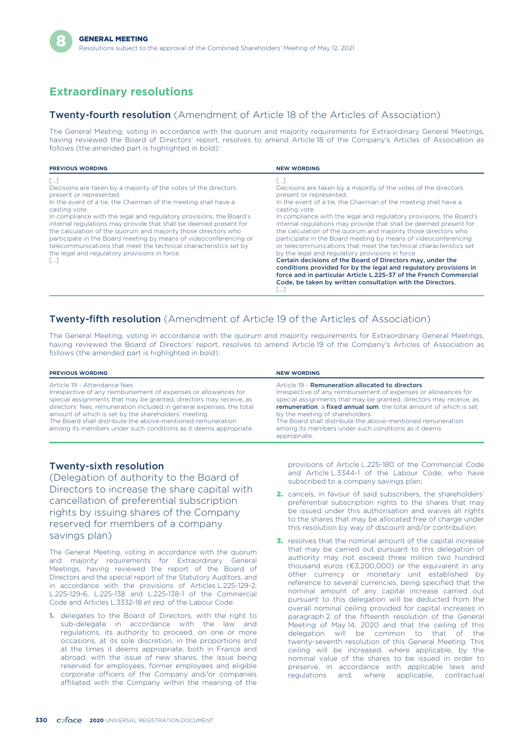## Extraordinary resolutions

### Twenty-fourth resolution (Amendment of Article 18 of the Articles of Association)

The General Meeting, voting in accordance with the quorum and majority requirements for Extraordinary General Meetings, having reviewed the Board of Directors' report, resolves to amend Article 18 of the Company's Articles of Association as follows (the amended part is highlighted in bold):

| PREVIOUS WORDING | NEW WORDING |
|---|---|
| […]<br>Decisions are taken by a majority of the votes of the directors present or represented.<br>In the event of a tie, the Chairman of the meeting shall have a casting vote.<br>In compliance with the legal and regulatory provisions, the Board's internal regulations may provide that shall be deemed present for the calculation of the quorum and majority those directors who participate in the Board meeting by means of videoconferencing or telecommunications that meet the technical characteristics set by the legal and regulatory provisions in force.<br>[…] | […]<br>Decisions are taken by a majority of the votes of the directors present or represented.<br>In the event of a tie, the Chairman of the meeting shall have a casting vote.<br>In compliance with the legal and regulatory provisions, the Board's internal regulations may provide that shall be deemed present for the calculation of the quorum and majority those directors who participate in the Board meeting by means of videoconferencing or telecommunications that meet the technical characteristics set by the legal and regulatory provisions in force.<br>**Certain decisions of the Board of Directors may, under the conditions provided for by the legal and regulatory provisions in force and in particular Article L.225-37 of the French Commercial Code, be taken by written consultation with the Directors.**<br>[…] |

### Twenty-fifth resolution (Amendment of Article 19 of the Articles of Association)

The General Meeting, voting in accordance with the quorum and majority requirements for Extraordinary General Meetings, having reviewed the Board of Directors' report, resolves to amend Article 19 of the Company's Articles of Association as follows (the amended part is highlighted in bold):

| PREVIOUS WORDING | NEW WORDING |
|---|---|
| Article 19 - Attendance fees<br>Irrespective of any reimbursement of expenses or allowances for special assignments that may be granted, directors may receive, as directors' fees, remuneration included in general expenses, the total amount of which is set by the shareholders' meeting.<br>The Board shall distribute the above-mentioned remuneration among its members under such conditions as it deems appropriate. | Article 19 - **Remuneration allocated to directors**<br>Irrespective of any reimbursement of expenses or allowances for special assignments that may be granted, directors may receive, as **remuneration**, a **fixed annual sum**, the total amount of which is set by the meeting of shareholders.<br>The Board shall distribute the above-mentioned remuneration among its members under such conditions as it deems appropriate. |

### Twenty-sixth resolution (Delegation of authority to the Board of Directors to increase the share capital with cancellation of preferential subscription rights by issuing shares of the Company reserved for members of a company savings plan)

The General Meeting, voting in accordance with the quorum and majority requirements for Extraordinary General Meetings, having reviewed the report of the Board of Directors and the special report of the Statutory Auditors, and in accordance with the provisions of Articles L.225-129-2, L.225-129-6, L.225-138 and L.225-138-1 of the Commercial Code and Articles L.3332-18 *et seq.* of the Labour Code:

1. delegates to the Board of Directors, with the right to sub-delegate in accordance with the law and regulations, its authority to proceed, on one or more occasions, at its sole discretion, in the proportions and at the times it deems appropriate, both in France and abroad, with the issue of new shares, the issue being reserved for employees, former employees and eligible corporate officers of the Company and/or companies affiliated with the Company within the meaning of the provisions of Article L.225-180 of the Commercial Code and Article L.3344-1 of the Labour Code, who have subscribed to a company savings plan;
2. cancels, in favour of said subscribers, the shareholders' preferential subscription rights to the shares that may be issued under this authorisation and waives all rights to the shares that may be allocated free of charge under this resolution by way of discount and/or contribution;
3. resolves that the nominal amount of the capital increase that may be carried out pursuant to this delegation of authority may not exceed three million two hundred thousand euros (€3,200,000) or the equivalent in any other currency or monetary unit established by reference to several currencies, being specified that the nominal amount of any capital increase carried out pursuant to this delegation will be deducted from the overall nominal ceiling provided for capital increases in paragraph 2 of the fifteenth resolution of the General Meeting of May 14, 2020 and that the ceiling of this delegation will be common to that of the twenty-seventh resolution of this General Meeting. This ceiling will be increased, where applicable, by the nominal value of the shares to be issued in order to preserve, in accordance with applicable laws and regulations and, where applicable, contractual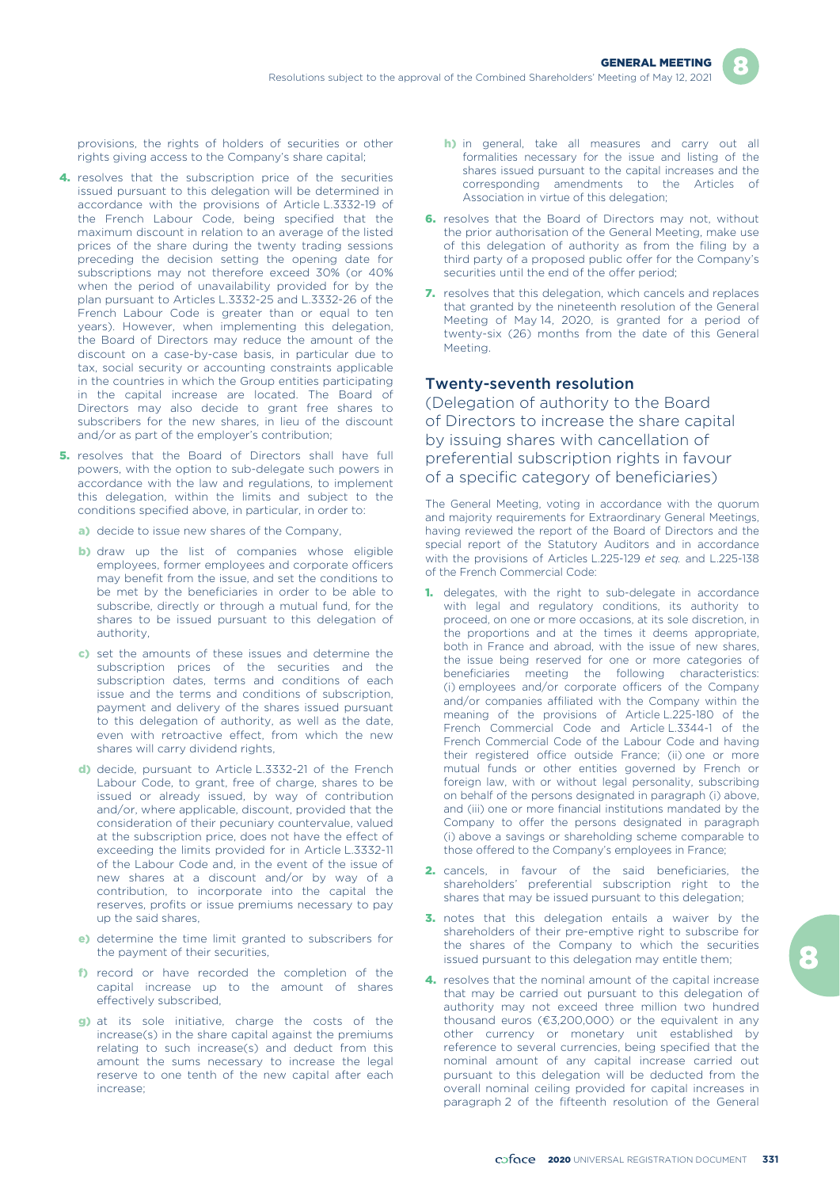provisions, the rights of holders of securities or other rights giving access to the Company's share capital;

4. resolves that the subscription price of the securities issued pursuant to this delegation will be determined in accordance with the provisions of Article L.3332-19 of the French Labour Code, being specified that the maximum discount in relation to an average of the listed prices of the share during the twenty trading sessions preceding the decision setting the opening date for subscriptions may not therefore exceed 30% (or 40% when the period of unavailability provided for by the plan pursuant to Articles L.3332-25 and L.3332-26 of the French Labour Code is greater than or equal to ten years). However, when implementing this delegation, the Board of Directors may reduce the amount of the discount on a case-by-case basis, in particular due to tax, social security or accounting constraints applicable in the countries in which the Group entities participating in the capital increase are located. The Board of Directors may also decide to grant free shares to subscribers for the new shares, in lieu of the discount and/or as part of the employer's contribution;

5. resolves that the Board of Directors shall have full powers, with the option to sub-delegate such powers in accordance with the law and regulations, to implement this delegation, within the limits and subject to the conditions specified above, in particular, in order to:

   a) decide to issue new shares of the Company,

   b) draw up the list of companies whose eligible employees, former employees and corporate officers may benefit from the issue, and set the conditions to be met by the beneficiaries in order to be able to subscribe, directly or through a mutual fund, for the shares to be issued pursuant to this delegation of authority,

   c) set the amounts of these issues and determine the subscription prices of the securities and the subscription dates, terms and conditions of each issue and the terms and conditions of subscription, payment and delivery of the shares issued pursuant to this delegation of authority, as well as the date, even with retroactive effect, from which the new shares will carry dividend rights,

   d) decide, pursuant to Article L.3332-21 of the French Labour Code, to grant, free of charge, shares to be issued or already issued, by way of contribution and/or, where applicable, discount, provided that the consideration of their pecuniary countervalue, valued at the subscription price, does not have the effect of exceeding the limits provided for in Article L.3332-11 of the Labour Code and, in the event of the issue of new shares at a discount and/or by way of a contribution, to incorporate into the capital the reserves, profits or issue premiums necessary to pay up the said shares,

   e) determine the time limit granted to subscribers for the payment of their securities,

   f) record or have recorded the completion of the capital increase up to the amount of shares effectively subscribed,

   g) at its sole initiative, charge the costs of the increase(s) in the share capital against the premiums relating to such increase(s) and deduct from this amount the sums necessary to increase the legal reserve to one tenth of the new capital after each increase;

   h) in general, take all measures and carry out all formalities necessary for the issue and listing of the shares issued pursuant to the capital increases and the corresponding amendments to the Articles of Association in virtue of this delegation;

6. resolves that the Board of Directors may not, without the prior authorisation of the General Meeting, make use of this delegation of authority as from the filing by a third party of a proposed public offer for the Company's securities until the end of the offer period;

7. resolves that this delegation, which cancels and replaces that granted by the nineteenth resolution of the General Meeting of May 14, 2020, is granted for a period of twenty-six (26) months from the date of this General Meeting.

## Twenty-seventh resolution

### (Delegation of authority to the Board of Directors to increase the share capital by issuing shares with cancellation of preferential subscription rights in favour of a specific category of beneficiaries)

The General Meeting, voting in accordance with the quorum and majority requirements for Extraordinary General Meetings, having reviewed the report of the Board of Directors and the special report of the Statutory Auditors and in accordance with the provisions of Articles L.225-129 *et seq.* and L.225-138 of the French Commercial Code:

1. delegates, with the right to sub-delegate in accordance with legal and regulatory conditions, its authority to proceed, on one or more occasions, at its sole discretion, in the proportions and at the times it deems appropriate, both in France and abroad, with the issue of new shares, the issue being reserved for one or more categories of beneficiaries meeting the following characteristics: (i) employees and/or corporate officers of the Company and/or companies affiliated with the Company within the meaning of the provisions of Article L.225-180 of the French Commercial Code and Article L.3344-1 of the French Commercial Code of the Labour Code and having their registered office outside France; (ii) one or more mutual funds or other entities governed by French or foreign law, with or without legal personality, subscribing on behalf of the persons designated in paragraph (i) above, and (iii) one or more financial institutions mandated by the Company to offer the persons designated in paragraph (i) above a savings or shareholding scheme comparable to those offered to the Company's employees in France;

2. cancels, in favour of the said beneficiaries, the shareholders' preferential subscription right to the shares that may be issued pursuant to this delegation;

3. notes that this delegation entails a waiver by the shareholders of their pre-emptive right to subscribe for the shares of the Company to which the securities issued pursuant to this delegation may entitle them;

4. resolves that the nominal amount of the capital increase that may be carried out pursuant to this delegation of authority may not exceed three million two hundred thousand euros (€3,200,000) or the equivalent in any other currency or monetary unit established by reference to several currencies, being specified that the nominal amount of any capital increase carried out pursuant to this delegation will be deducted from the overall nominal ceiling provided for capital increases in paragraph 2 of the fifteenth resolution of the General